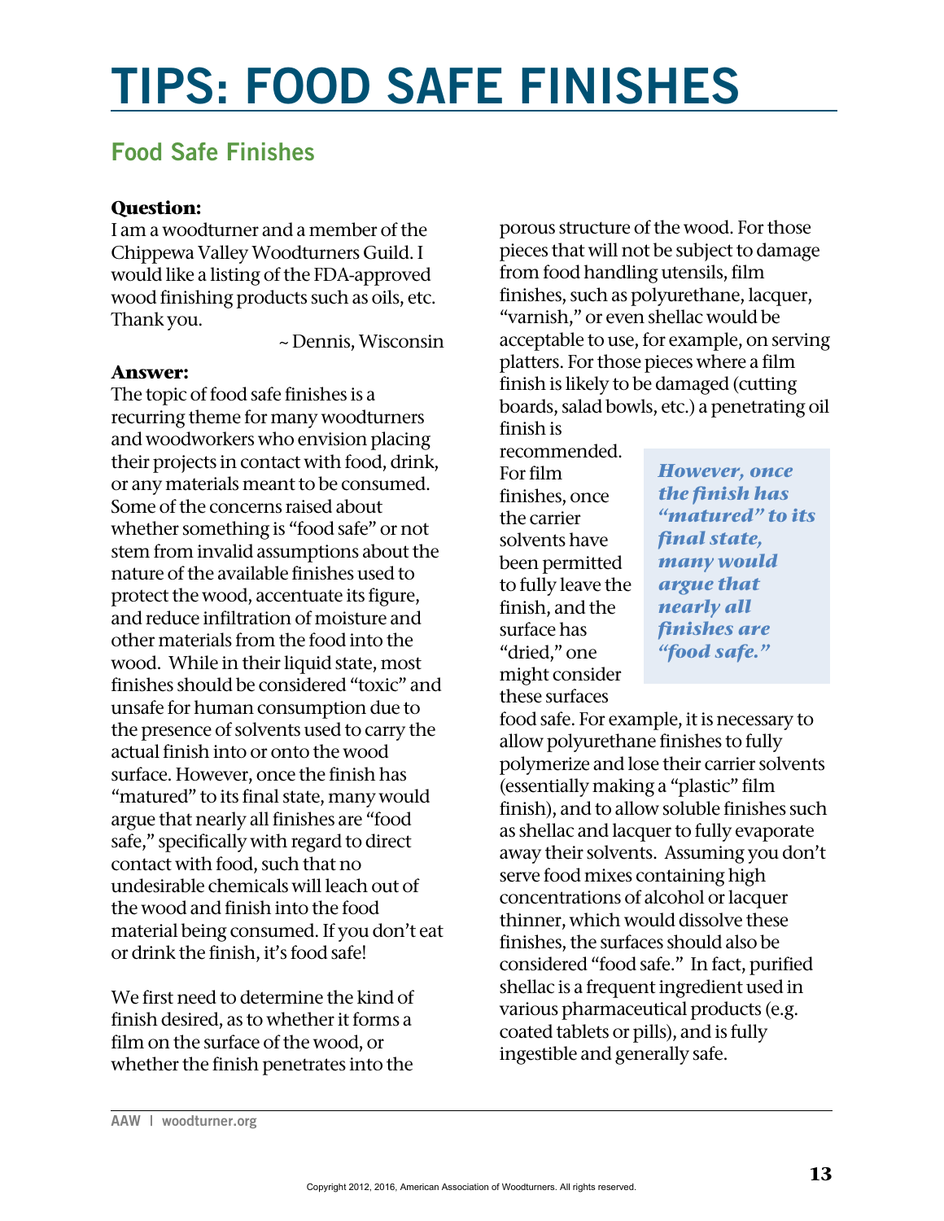# TIPS: FOOD SAFE FINISHES

## Food Safe Finishes

**Question:**

I am a woodturner and a member of the Chippewa Valley Woodturners Guild. I would like a listing of the FDA-approved wood finishing products such as oils, etc. Thank you.

~ Dennis, Wisconsin

**Answer:**

The topic of food safe finishes is a recurring theme for many woodturners and woodworkers who envision placing their projects in contact with food, drink, or any materials meant to be consumed. Some of the concerns raised about whether something is "food safe" or not stem from invalid assumptions about the nature of the available finishes used to protect the wood, accentuate its figure, and reduce infiltration of moisture and other materials from the food into the wood. While in their liquid state, most finishes should be considered "toxic" and unsafe for human consumption due to the presence of solvents used to carry the actual finish into or onto the wood surface. However, once the finish has "matured" to its final state, many would argue that nearly all finishes are "food safe," specifically with regard to direct contact with food, such that no undesirable chemicals will leach out of the wood and finish into the food material being consumed. If you don't eat or drink the finish, it's food safe!

We first need to determine the kind of finish desired, as to whether it forms a film on the surface of the wood, or whether the finish penetrates into the porous structure of the wood. For those pieces that will not be subject to damage from food handling utensils, film finishes, such as polyurethane, lacquer, "varnish," or even shellac would be acceptable to use, for example, on serving platters. For those pieces where a film finish is likely to be damaged (cutting boards, salad bowls, etc.) a penetrating oil finish is recommended. For film finishes, once the carrier solvents have been permitted to fully leave the finish, and the surface has "dried," one might consider these surfaces food safe. For example, it is necessary to allow polyurethane finishes to fully polymerize and lose their carrier solvents (essentially making a "plastic" film finish), and to allow soluble finishes such as shellac and lacquer to fully evaporate away their solvents. Assuming you don't serve food mixes containing high concentrations of alcohol or lacquer thinner, which would dissolve these finishes, the surfaces should also be considered "food safe." In fact, purified shellac is a frequent ingredient used in various pharmaceutical products (e.g. coated tablets or pills), and is fully ingestible and generally safe.

> ***However, once the finish has "matured" to its final state, many would argue that nearly all finishes are "food safe."***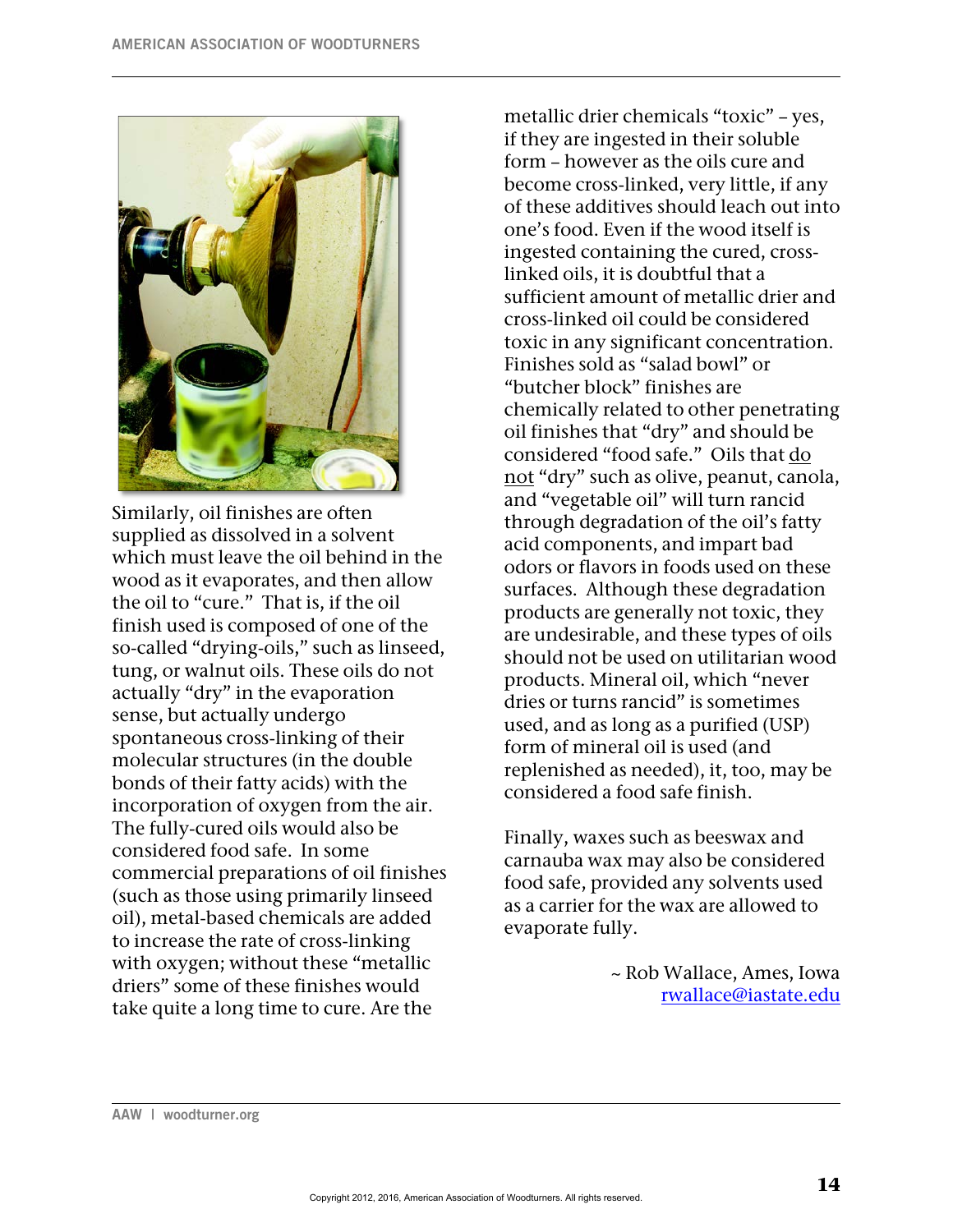Similarly, oil finishes are often supplied as dissolved in a solvent which must leave the oil behind in the wood as it evaporates, and then allow the oil to "cure." That is, if the oil finish used is composed of one of the so-called "drying-oils," such as linseed, tung, or walnut oils. These oils do not actually "dry" in the evaporation sense, but actually undergo spontaneous cross-linking of their molecular structures (in the double bonds of their fatty acids) with the incorporation of oxygen from the air. The fully-cured oils would also be considered food safe. In some commercial preparations of oil finishes (such as those using primarily linseed oil), metal-based chemicals are added to increase the rate of cross-linking with oxygen; without these "metallic driers" some of these finishes would take quite a long time to cure. Are the metallic drier chemicals "toxic" – yes, if they are ingested in their soluble form – however as the oils cure and become cross-linked, very little, if any of these additives should leach out into one's food. Even if the wood itself is ingested containing the cured, cross-linked oils, it is doubtful that a sufficient amount of metallic drier and cross-linked oil could be considered toxic in any significant concentration. Finishes sold as "salad bowl" or "butcher block" finishes are chemically related to other penetrating oil finishes that "dry" and should be considered "food safe." Oils that <u>do not</u> "dry" such as olive, peanut, canola, and "vegetable oil" will turn rancid through degradation of the oil's fatty acid components, and impart bad odors or flavors in foods used on these surfaces. Although these degradation products are generally not toxic, they are undesirable, and these types of oils should not be used on utilitarian wood products. Mineral oil, which "never dries or turns rancid" is sometimes used, and as long as a purified (USP) form of mineral oil is used (and replenished as needed), it, too, may be considered a food safe finish.

Finally, waxes such as beeswax and carnauba wax may also be considered food safe, provided any solvents used as a carrier for the wax are allowed to evaporate fully.

~ Rob Wallace, Ames, Iowa
rwallace@iastate.edu